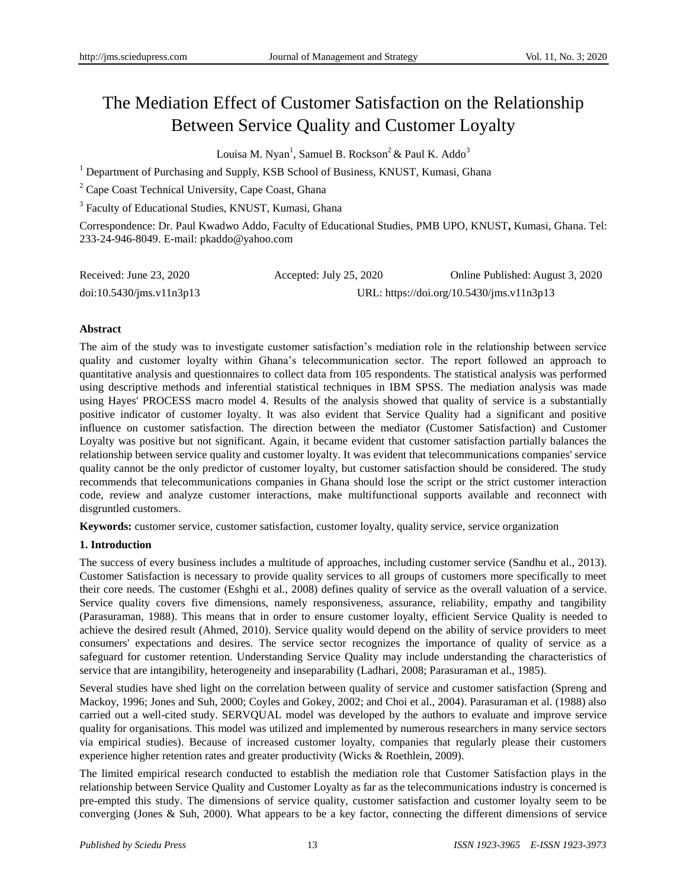# The Mediation Effect of Customer Satisfaction on the Relationship Between Service Quality and Customer Loyalty

Louisa M. Nyan[1], Samuel B. Rockson[2] & Paul K. Addo[3]

[1] Department of Purchasing and Supply, KSB School of Business, KNUST, Kumasi, Ghana

[2] Cape Coast Technical University, Cape Coast, Ghana

[3] Faculty of Educational Studies, KNUST, Kumasi, Ghana

Correspondence: Dr. Paul Kwadwo Addo, Faculty of Educational Studies, PMB UPO, KNUST**,** Kumasi, Ghana. Tel: 233-24-946-8049. E-mail: pkaddo@yahoo.com

Received: June 23, 2020 Accepted: July 25, 2020 Online Published: August 3, 2020

doi:10.5430/jms.v11n3p13 URL: https://doi.org/10.5430/jms.v11n3p13

**Abstract**

The aim of the study was to investigate customer satisfaction's mediation role in the relationship between service quality and customer loyalty within Ghana's telecommunication sector. The report followed an approach to quantitative analysis and questionnaires to collect data from 105 respondents. The statistical analysis was performed using descriptive methods and inferential statistical techniques in IBM SPSS. The mediation analysis was made using Hayes' PROCESS macro model 4. Results of the analysis showed that quality of service is a substantially positive indicator of customer loyalty. It was also evident that Service Quality had a significant and positive influence on customer satisfaction. The direction between the mediator (Customer Satisfaction) and Customer Loyalty was positive but not significant. Again, it became evident that customer satisfaction partially balances the relationship between service quality and customer loyalty. It was evident that telecommunications companies' service quality cannot be the only predictor of customer loyalty, but customer satisfaction should be considered. The study recommends that telecommunications companies in Ghana should lose the script or the strict customer interaction code, review and analyze customer interactions, make multifunctional supports available and reconnect with disgruntled customers.

**Keywords:** customer service, customer satisfaction, customer loyalty, quality service, service organization

## 1. Introduction

The success of every business includes a multitude of approaches, including customer service (Sandhu et al., 2013). Customer Satisfaction is necessary to provide quality services to all groups of customers more specifically to meet their core needs. The customer (Eshghi et al., 2008) defines quality of service as the overall valuation of a service. Service quality covers five dimensions, namely responsiveness, assurance, reliability, empathy and tangibility (Parasuraman, 1988). This means that in order to ensure customer loyalty, efficient Service Quality is needed to achieve the desired result (Ahmed, 2010). Service quality would depend on the ability of service providers to meet consumers' expectations and desires. The service sector recognizes the importance of quality of service as a safeguard for customer retention. Understanding Service Quality may include understanding the characteristics of service that are intangibility, heterogeneity and inseparability (Ladhari, 2008; Parasuraman et al., 1985).

Several studies have shed light on the correlation between quality of service and customer satisfaction (Spreng and Mackoy, 1996; Jones and Suh, 2000; Coyles and Gokey, 2002; and Choi et al., 2004). Parasuraman et al. (1988) also carried out a well-cited study. SERVQUAL model was developed by the authors to evaluate and improve service quality for organisations. This model was utilized and implemented by numerous researchers in many service sectors via empirical studies). Because of increased customer loyalty, companies that regularly please their customers experience higher retention rates and greater productivity (Wicks & Roethlein, 2009).

The limited empirical research conducted to establish the mediation role that Customer Satisfaction plays in the relationship between Service Quality and Customer Loyalty as far as the telecommunications industry is concerned is pre-empted this study. The dimensions of service quality, customer satisfaction and customer loyalty seem to be converging (Jones & Suh, 2000). What appears to be a key factor, connecting the different dimensions of service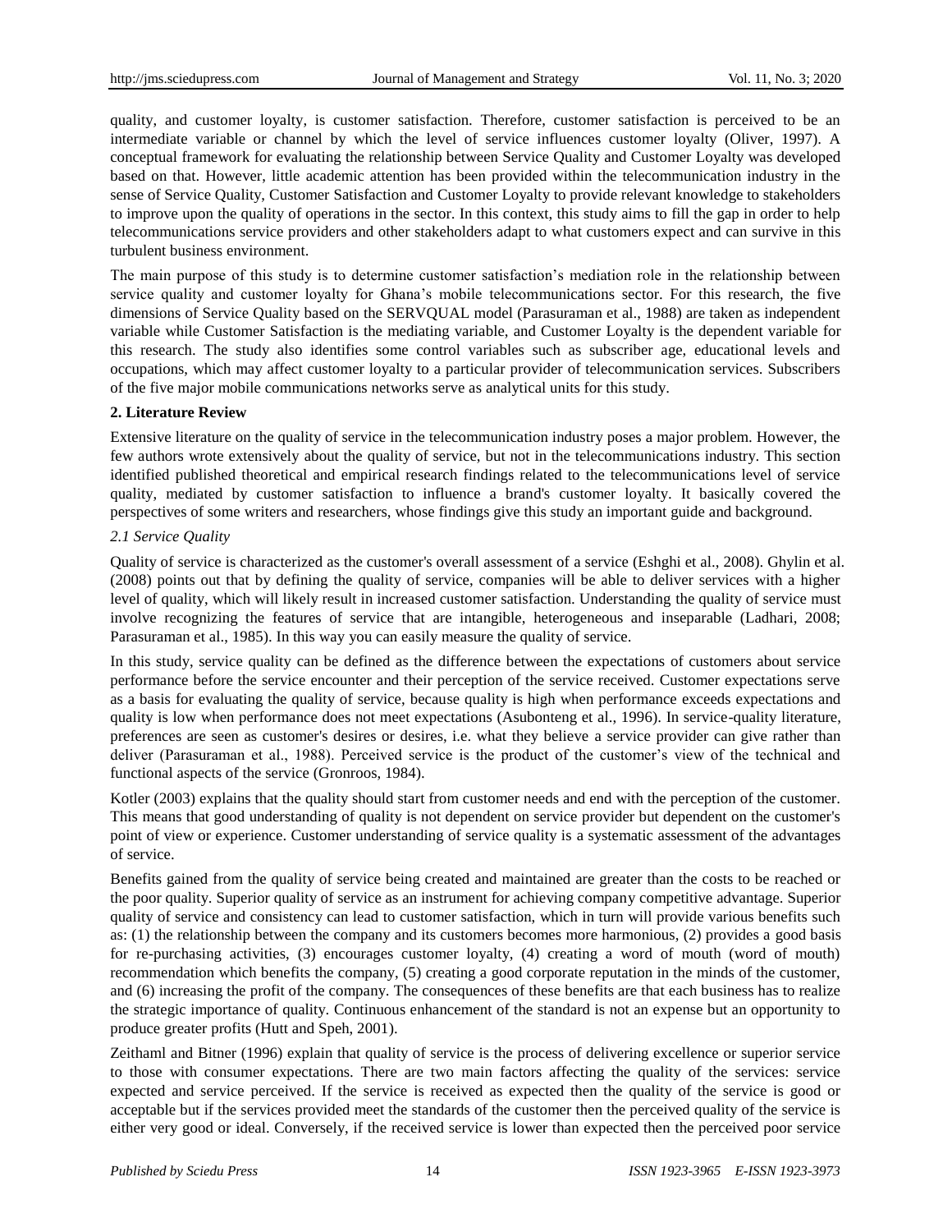quality, and customer loyalty, is customer satisfaction. Therefore, customer satisfaction is perceived to be an intermediate variable or channel by which the level of service influences customer loyalty (Oliver, 1997). A conceptual framework for evaluating the relationship between Service Quality and Customer Loyalty was developed based on that. However, little academic attention has been provided within the telecommunication industry in the sense of Service Quality, Customer Satisfaction and Customer Loyalty to provide relevant knowledge to stakeholders to improve upon the quality of operations in the sector. In this context, this study aims to fill the gap in order to help telecommunications service providers and other stakeholders adapt to what customers expect and can survive in this turbulent business environment.

The main purpose of this study is to determine customer satisfaction's mediation role in the relationship between service quality and customer loyalty for Ghana's mobile telecommunications sector. For this research, the five dimensions of Service Quality based on the SERVQUAL model (Parasuraman et al., 1988) are taken as independent variable while Customer Satisfaction is the mediating variable, and Customer Loyalty is the dependent variable for this research. The study also identifies some control variables such as subscriber age, educational levels and occupations, which may affect customer loyalty to a particular provider of telecommunication services. Subscribers of the five major mobile communications networks serve as analytical units for this study.

## 2. Literature Review

Extensive literature on the quality of service in the telecommunication industry poses a major problem. However, the few authors wrote extensively about the quality of service, but not in the telecommunications industry. This section identified published theoretical and empirical research findings related to the telecommunications level of service quality, mediated by customer satisfaction to influence a brand's customer loyalty. It basically covered the perspectives of some writers and researchers, whose findings give this study an important guide and background.

### *2.1 Service Quality*

Quality of service is characterized as the customer's overall assessment of a service (Eshghi et al., 2008). Ghylin et al. (2008) points out that by defining the quality of service, companies will be able to deliver services with a higher level of quality, which will likely result in increased customer satisfaction. Understanding the quality of service must involve recognizing the features of service that are intangible, heterogeneous and inseparable (Ladhari, 2008; Parasuraman et al., 1985). In this way you can easily measure the quality of service.

In this study, service quality can be defined as the difference between the expectations of customers about service performance before the service encounter and their perception of the service received. Customer expectations serve as a basis for evaluating the quality of service, because quality is high when performance exceeds expectations and quality is low when performance does not meet expectations (Asubonteng et al., 1996). In service-quality literature, preferences are seen as customer's desires or desires, i.e. what they believe a service provider can give rather than deliver (Parasuraman et al., 1988). Perceived service is the product of the customer's view of the technical and functional aspects of the service (Gronroos, 1984).

Kotler (2003) explains that the quality should start from customer needs and end with the perception of the customer. This means that good understanding of quality is not dependent on service provider but dependent on the customer's point of view or experience. Customer understanding of service quality is a systematic assessment of the advantages of service.

Benefits gained from the quality of service being created and maintained are greater than the costs to be reached or the poor quality. Superior quality of service as an instrument for achieving company competitive advantage. Superior quality of service and consistency can lead to customer satisfaction, which in turn will provide various benefits such as: (1) the relationship between the company and its customers becomes more harmonious, (2) provides a good basis for re-purchasing activities, (3) encourages customer loyalty, (4) creating a word of mouth (word of mouth) recommendation which benefits the company, (5) creating a good corporate reputation in the minds of the customer, and (6) increasing the profit of the company. The consequences of these benefits are that each business has to realize the strategic importance of quality. Continuous enhancement of the standard is not an expense but an opportunity to produce greater profits (Hutt and Speh, 2001).

Zeithaml and Bitner (1996) explain that quality of service is the process of delivering excellence or superior service to those with consumer expectations. There are two main factors affecting the quality of the services: service expected and service perceived. If the service is received as expected then the quality of the service is good or acceptable but if the services provided meet the standards of the customer then the perceived quality of the service is either very good or ideal. Conversely, if the received service is lower than expected then the perceived poor service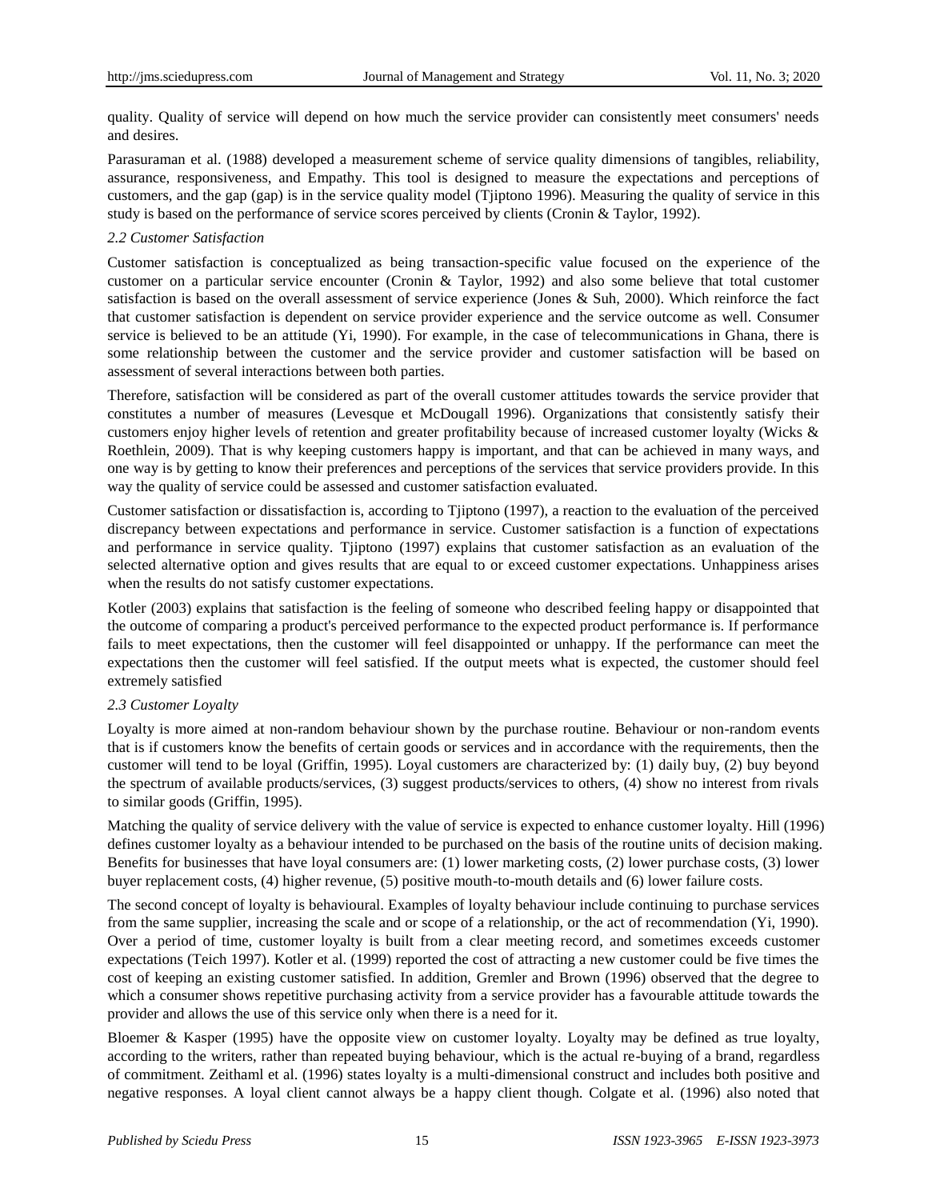quality. Quality of service will depend on how much the service provider can consistently meet consumers' needs and desires.

Parasuraman et al. (1988) developed a measurement scheme of service quality dimensions of tangibles, reliability, assurance, responsiveness, and Empathy. This tool is designed to measure the expectations and perceptions of customers, and the gap (gap) is in the service quality model (Tjiptono 1996). Measuring the quality of service in this study is based on the performance of service scores perceived by clients (Cronin & Taylor, 1992).

### *2.2 Customer Satisfaction*

Customer satisfaction is conceptualized as being transaction-specific value focused on the experience of the customer on a particular service encounter (Cronin & Taylor, 1992) and also some believe that total customer satisfaction is based on the overall assessment of service experience (Jones & Suh, 2000). Which reinforce the fact that customer satisfaction is dependent on service provider experience and the service outcome as well. Consumer service is believed to be an attitude (Yi, 1990). For example, in the case of telecommunications in Ghana, there is some relationship between the customer and the service provider and customer satisfaction will be based on assessment of several interactions between both parties.

Therefore, satisfaction will be considered as part of the overall customer attitudes towards the service provider that constitutes a number of measures (Levesque et McDougall 1996). Organizations that consistently satisfy their customers enjoy higher levels of retention and greater profitability because of increased customer loyalty (Wicks & Roethlein, 2009). That is why keeping customers happy is important, and that can be achieved in many ways, and one way is by getting to know their preferences and perceptions of the services that service providers provide. In this way the quality of service could be assessed and customer satisfaction evaluated.

Customer satisfaction or dissatisfaction is, according to Tjiptono (1997), a reaction to the evaluation of the perceived discrepancy between expectations and performance in service. Customer satisfaction is a function of expectations and performance in service quality. Tjiptono (1997) explains that customer satisfaction as an evaluation of the selected alternative option and gives results that are equal to or exceed customer expectations. Unhappiness arises when the results do not satisfy customer expectations.

Kotler (2003) explains that satisfaction is the feeling of someone who described feeling happy or disappointed that the outcome of comparing a product's perceived performance to the expected product performance is. If performance fails to meet expectations, then the customer will feel disappointed or unhappy. If the performance can meet the expectations then the customer will feel satisfied. If the output meets what is expected, the customer should feel extremely satisfied

### *2.3 Customer Loyalty*

Loyalty is more aimed at non-random behaviour shown by the purchase routine. Behaviour or non-random events that is if customers know the benefits of certain goods or services and in accordance with the requirements, then the customer will tend to be loyal (Griffin, 1995). Loyal customers are characterized by: (1) daily buy, (2) buy beyond the spectrum of available products/services, (3) suggest products/services to others, (4) show no interest from rivals to similar goods (Griffin, 1995).

Matching the quality of service delivery with the value of service is expected to enhance customer loyalty. Hill (1996) defines customer loyalty as a behaviour intended to be purchased on the basis of the routine units of decision making. Benefits for businesses that have loyal consumers are: (1) lower marketing costs, (2) lower purchase costs, (3) lower buyer replacement costs, (4) higher revenue, (5) positive mouth-to-mouth details and (6) lower failure costs.

The second concept of loyalty is behavioural. Examples of loyalty behaviour include continuing to purchase services from the same supplier, increasing the scale and or scope of a relationship, or the act of recommendation (Yi, 1990). Over a period of time, customer loyalty is built from a clear meeting record, and sometimes exceeds customer expectations (Teich 1997). Kotler et al. (1999) reported the cost of attracting a new customer could be five times the cost of keeping an existing customer satisfied. In addition, Gremler and Brown (1996) observed that the degree to which a consumer shows repetitive purchasing activity from a service provider has a favourable attitude towards the provider and allows the use of this service only when there is a need for it.

Bloemer & Kasper (1995) have the opposite view on customer loyalty. Loyalty may be defined as true loyalty, according to the writers, rather than repeated buying behaviour, which is the actual re-buying of a brand, regardless of commitment. Zeithaml et al. (1996) states loyalty is a multi-dimensional construct and includes both positive and negative responses. A loyal client cannot always be a happy client though. Colgate et al. (1996) also noted that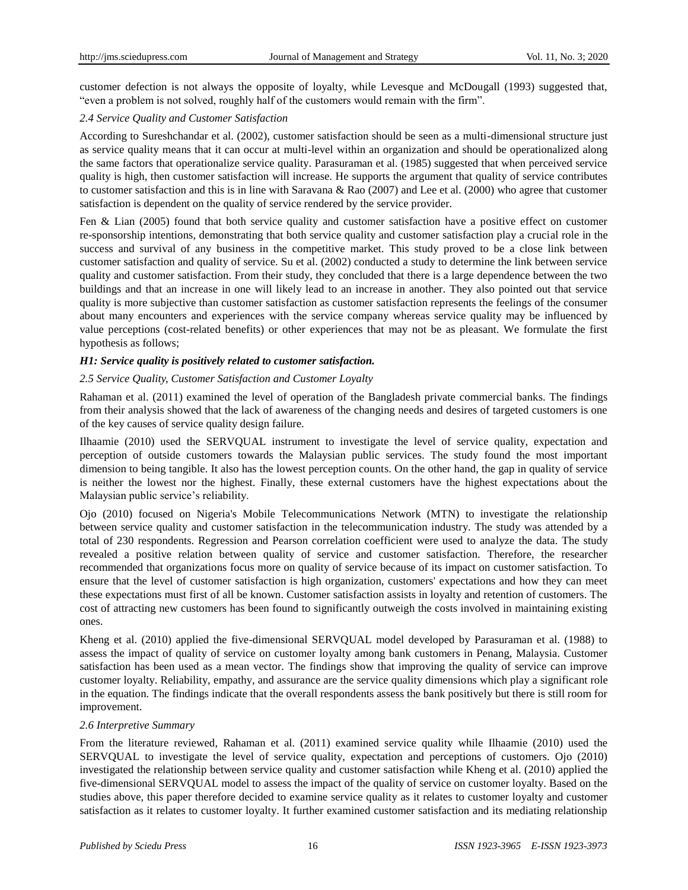customer defection is not always the opposite of loyalty, while Levesque and McDougall (1993) suggested that, "even a problem is not solved, roughly half of the customers would remain with the firm".

### 2.4 Service Quality and Customer Satisfaction

According to Sureshchandar et al. (2002), customer satisfaction should be seen as a multi-dimensional structure just as service quality means that it can occur at multi-level within an organization and should be operationalized along the same factors that operationalize service quality. Parasuraman et al. (1985) suggested that when perceived service quality is high, then customer satisfaction will increase. He supports the argument that quality of service contributes to customer satisfaction and this is in line with Saravana & Rao (2007) and Lee et al. (2000) who agree that customer satisfaction is dependent on the quality of service rendered by the service provider.

Fen & Lian (2005) found that both service quality and customer satisfaction have a positive effect on customer re-sponsorship intentions, demonstrating that both service quality and customer satisfaction play a crucial role in the success and survival of any business in the competitive market. This study proved to be a close link between customer satisfaction and quality of service. Su et al. (2002) conducted a study to determine the link between service quality and customer satisfaction. From their study, they concluded that there is a large dependence between the two buildings and that an increase in one will likely lead to an increase in another. They also pointed out that service quality is more subjective than customer satisfaction as customer satisfaction represents the feelings of the consumer about many encounters and experiences with the service company whereas service quality may be influenced by value perceptions (cost-related benefits) or other experiences that may not be as pleasant. We formulate the first hypothesis as follows;

***H1: Service quality is positively related to customer satisfaction.***

### 2.5 Service Quality, Customer Satisfaction and Customer Loyalty

Rahaman et al. (2011) examined the level of operation of the Bangladesh private commercial banks. The findings from their analysis showed that the lack of awareness of the changing needs and desires of targeted customers is one of the key causes of service quality design failure.

Ilhaamie (2010) used the SERVQUAL instrument to investigate the level of service quality, expectation and perception of outside customers towards the Malaysian public services. The study found the most important dimension to being tangible. It also has the lowest perception counts. On the other hand, the gap in quality of service is neither the lowest nor the highest. Finally, these external customers have the highest expectations about the Malaysian public service's reliability.

Ojo (2010) focused on Nigeria's Mobile Telecommunications Network (MTN) to investigate the relationship between service quality and customer satisfaction in the telecommunication industry. The study was attended by a total of 230 respondents. Regression and Pearson correlation coefficient were used to analyze the data. The study revealed a positive relation between quality of service and customer satisfaction. Therefore, the researcher recommended that organizations focus more on quality of service because of its impact on customer satisfaction. To ensure that the level of customer satisfaction is high organization, customers' expectations and how they can meet these expectations must first of all be known. Customer satisfaction assists in loyalty and retention of customers. The cost of attracting new customers has been found to significantly outweigh the costs involved in maintaining existing ones.

Kheng et al. (2010) applied the five-dimensional SERVQUAL model developed by Parasuraman et al. (1988) to assess the impact of quality of service on customer loyalty among bank customers in Penang, Malaysia. Customer satisfaction has been used as a mean vector. The findings show that improving the quality of service can improve customer loyalty. Reliability, empathy, and assurance are the service quality dimensions which play a significant role in the equation. The findings indicate that the overall respondents assess the bank positively but there is still room for improvement.

### 2.6 Interpretive Summary

From the literature reviewed, Rahaman et al. (2011) examined service quality while Ilhaamie (2010) used the SERVQUAL to investigate the level of service quality, expectation and perceptions of customers. Ojo (2010) investigated the relationship between service quality and customer satisfaction while Kheng et al. (2010) applied the five-dimensional SERVQUAL model to assess the impact of the quality of service on customer loyalty. Based on the studies above, this paper therefore decided to examine service quality as it relates to customer loyalty and customer satisfaction as it relates to customer loyalty. It further examined customer satisfaction and its mediating relationship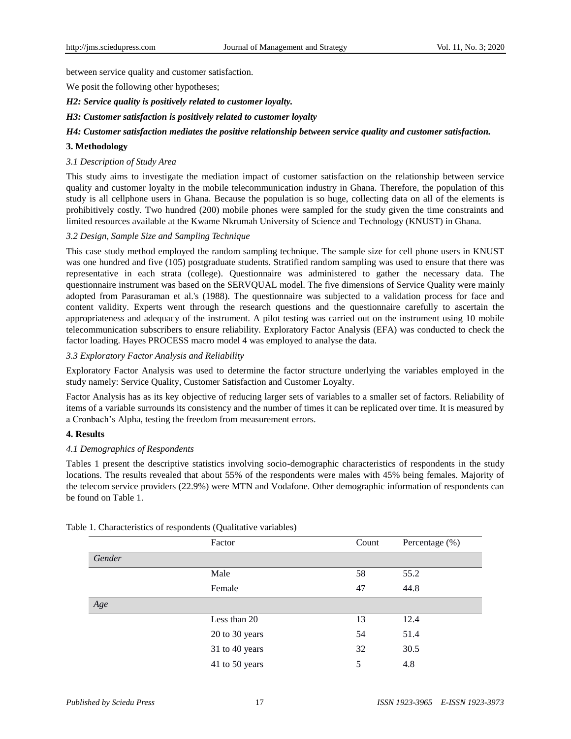between service quality and customer satisfaction.

We posit the following other hypotheses;

***H2: Service quality is positively related to customer loyalty.***

***H3: Customer satisfaction is positively related to customer loyalty***

***H4: Customer satisfaction mediates the positive relationship between service quality and customer satisfaction.***

## 3. Methodology

### *3.1 Description of Study Area*

This study aims to investigate the mediation impact of customer satisfaction on the relationship between service quality and customer loyalty in the mobile telecommunication industry in Ghana. Therefore, the population of this study is all cellphone users in Ghana. Because the population is so huge, collecting data on all of the elements is prohibitively costly. Two hundred (200) mobile phones were sampled for the study given the time constraints and limited resources available at the Kwame Nkrumah University of Science and Technology (KNUST) in Ghana.

### *3.2 Design, Sample Size and Sampling Technique*

This case study method employed the random sampling technique. The sample size for cell phone users in KNUST was one hundred and five (105) postgraduate students. Stratified random sampling was used to ensure that there was representative in each strata (college). Questionnaire was administered to gather the necessary data. The questionnaire instrument was based on the SERVQUAL model. The five dimensions of Service Quality were mainly adopted from Parasuraman et al.'s (1988). The questionnaire was subjected to a validation process for face and content validity. Experts went through the research questions and the questionnaire carefully to ascertain the appropriateness and adequacy of the instrument. A pilot testing was carried out on the instrument using 10 mobile telecommunication subscribers to ensure reliability. Exploratory Factor Analysis (EFA) was conducted to check the factor loading. Hayes PROCESS macro model 4 was employed to analyse the data.

### *3.3 Exploratory Factor Analysis and Reliability*

Exploratory Factor Analysis was used to determine the factor structure underlying the variables employed in the study namely: Service Quality, Customer Satisfaction and Customer Loyalty.

Factor Analysis has as its key objective of reducing larger sets of variables to a smaller set of factors. Reliability of items of a variable surrounds its consistency and the number of times it can be replicated over time. It is measured by a Cronbach's Alpha, testing the freedom from measurement errors.

## 4. Results

### *4.1 Demographics of Respondents*

Tables 1 present the descriptive statistics involving socio-demographic characteristics of respondents in the study locations. The results revealed that about 55% of the respondents were males with 45% being females. Majority of the telecom service providers (22.9%) were MTN and Vodafone. Other demographic information of respondents can be found on Table 1.

Table 1. Characteristics of respondents (Qualitative variables)

| | Factor | Count | Percentage (%) |
|---|---|---|---|
| *Gender* | | | |
| | Male | 58 | 55.2 |
| | Female | 47 | 44.8 |
| *Age* | | | |
| | Less than 20 | 13 | 12.4 |
| | 20 to 30 years | 54 | 51.4 |
| | 31 to 40 years | 32 | 30.5 |
| | 41 to 50 years | 5 | 4.8 |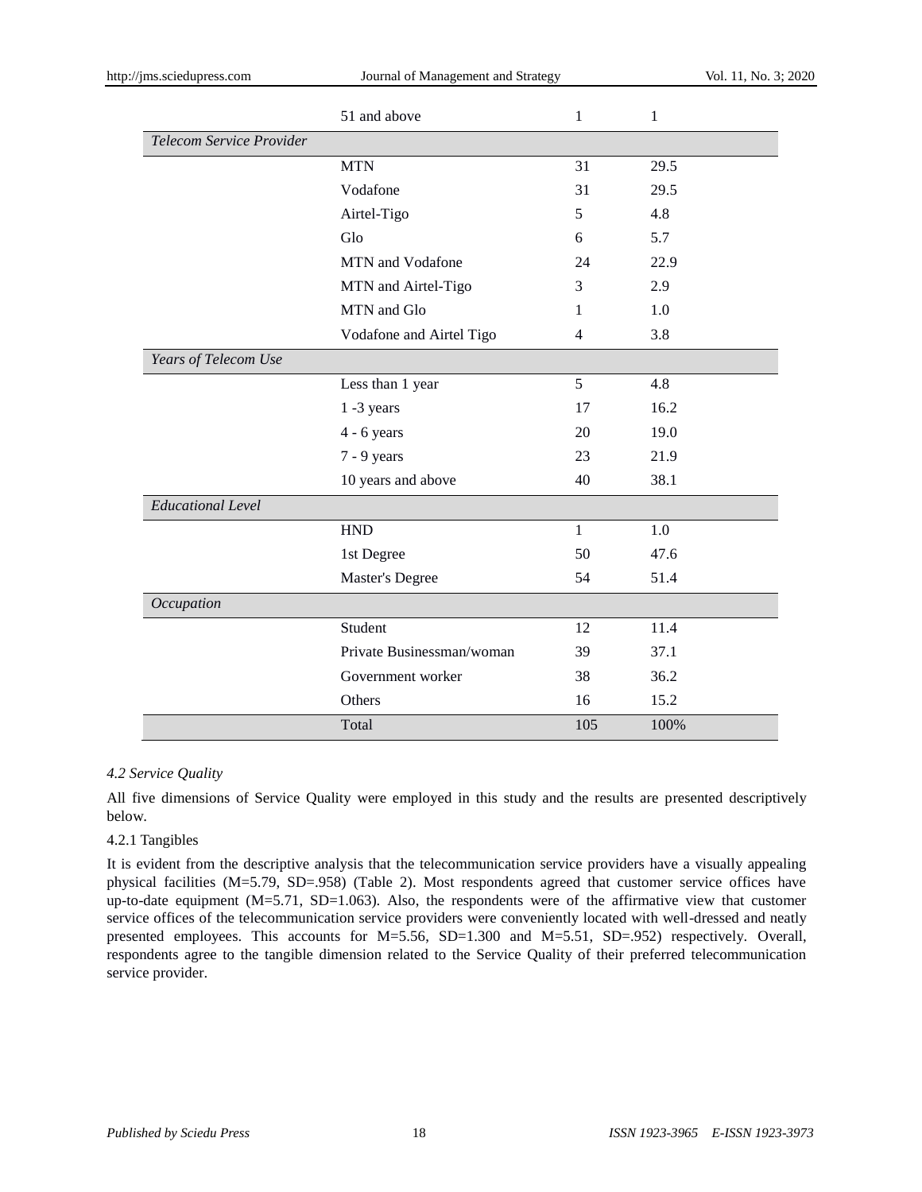| | | | |
|---|---|---|---|
| | 51 and above | 1 | 1 |
| *Telecom Service Provider* | | | |
| | MTN | 31 | 29.5 |
| | Vodafone | 31 | 29.5 |
| | Airtel-Tigo | 5 | 4.8 |
| | Glo | 6 | 5.7 |
| | MTN and Vodafone | 24 | 22.9 |
| | MTN and Airtel-Tigo | 3 | 2.9 |
| | MTN and Glo | 1 | 1.0 |
| | Vodafone and Airtel Tigo | 4 | 3.8 |
| *Years of Telecom Use* | | | |
| | Less than 1 year | 5 | 4.8 |
| | 1 -3 years | 17 | 16.2 |
| | 4 - 6 years | 20 | 19.0 |
| | 7 - 9 years | 23 | 21.9 |
| | 10 years and above | 40 | 38.1 |
| *Educational Level* | | | |
| | HND | 1 | 1.0 |
| | 1st Degree | 50 | 47.6 |
| | Master's Degree | 54 | 51.4 |
| *Occupation* | | | |
| | Student | 12 | 11.4 |
| | Private Businessman/woman | 39 | 37.1 |
| | Government worker | 38 | 36.2 |
| | Others | 16 | 15.2 |
| | Total | 105 | 100% |

### *4.2 Service Quality*

All five dimensions of Service Quality were employed in this study and the results are presented descriptively below.

#### 4.2.1 Tangibles

It is evident from the descriptive analysis that the telecommunication service providers have a visually appealing physical facilities (M=5.79, SD=.958) (Table 2). Most respondents agreed that customer service offices have up-to-date equipment (M=5.71, SD=1.063). Also, the respondents were of the affirmative view that customer service offices of the telecommunication service providers were conveniently located with well-dressed and neatly presented employees. This accounts for M=5.56, SD=1.300 and M=5.51, SD=.952) respectively. Overall, respondents agree to the tangible dimension related to the Service Quality of their preferred telecommunication service provider.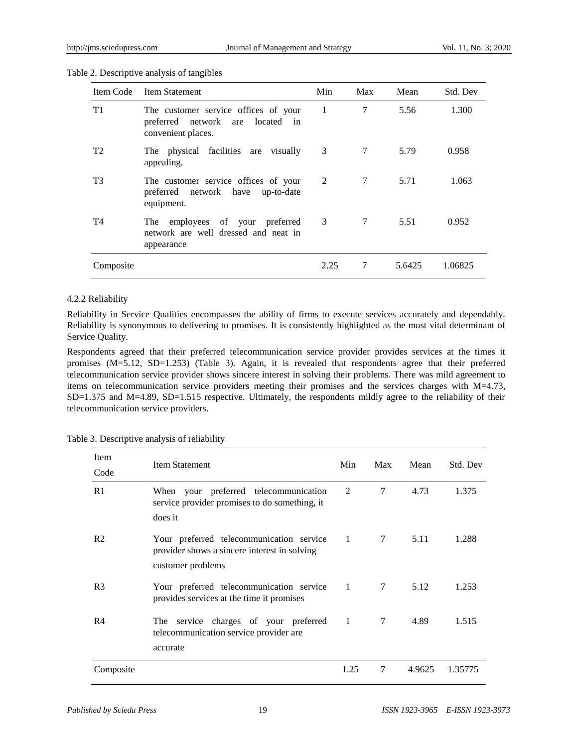Table 2. Descriptive analysis of tangibles

| Item Code | Item Statement | Min | Max | Mean | Std. Dev |
|---|---|---|---|---|---|
| T1 | The customer service offices of your preferred network are located in convenient places. | 1 | 7 | 5.56 | 1.300 |
| T2 | The physical facilities are visually appealing. | 3 | 7 | 5.79 | 0.958 |
| T3 | The customer service offices of your preferred network have up-to-date equipment. | 2 | 7 | 5.71 | 1.063 |
| T4 | The employees of your preferred network are well dressed and neat in appearance | 3 | 7 | 5.51 | 0.952 |
| Composite | | 2.25 | 7 | 5.6425 | 1.06825 |

#### 4.2.2 Reliability

Reliability in Service Qualities encompasses the ability of firms to execute services accurately and dependably. Reliability is synonymous to delivering to promises. It is consistently highlighted as the most vital determinant of Service Quality.

Respondents agreed that their preferred telecommunication service provider provides services at the times it promises (M=5.12, SD=1.253) (Table 3). Again, it is revealed that respondents agree that their preferred telecommunication service provider shows sincere interest in solving their problems. There was mild agreement to items on telecommunication service providers meeting their promises and the services charges with M=4.73, SD=1.375 and M=4.89, SD=1.515 respective. Ultimately, the respondents mildly agree to the reliability of their telecommunication service providers.

Table 3. Descriptive analysis of reliability

| Item Code | Item Statement | Min | Max | Mean | Std. Dev |
|---|---|---|---|---|---|
| R1 | When your preferred telecommunication service provider promises to do something, it does it | 2 | 7 | 4.73 | 1.375 |
| R2 | Your preferred telecommunication service provider shows a sincere interest in solving customer problems | 1 | 7 | 5.11 | 1.288 |
| R3 | Your preferred telecommunication service provides services at the time it promises | 1 | 7 | 5.12 | 1.253 |
| R4 | The service charges of your preferred telecommunication service provider are accurate | 1 | 7 | 4.89 | 1.515 |
| Composite | | 1.25 | 7 | 4.9625 | 1.35775 |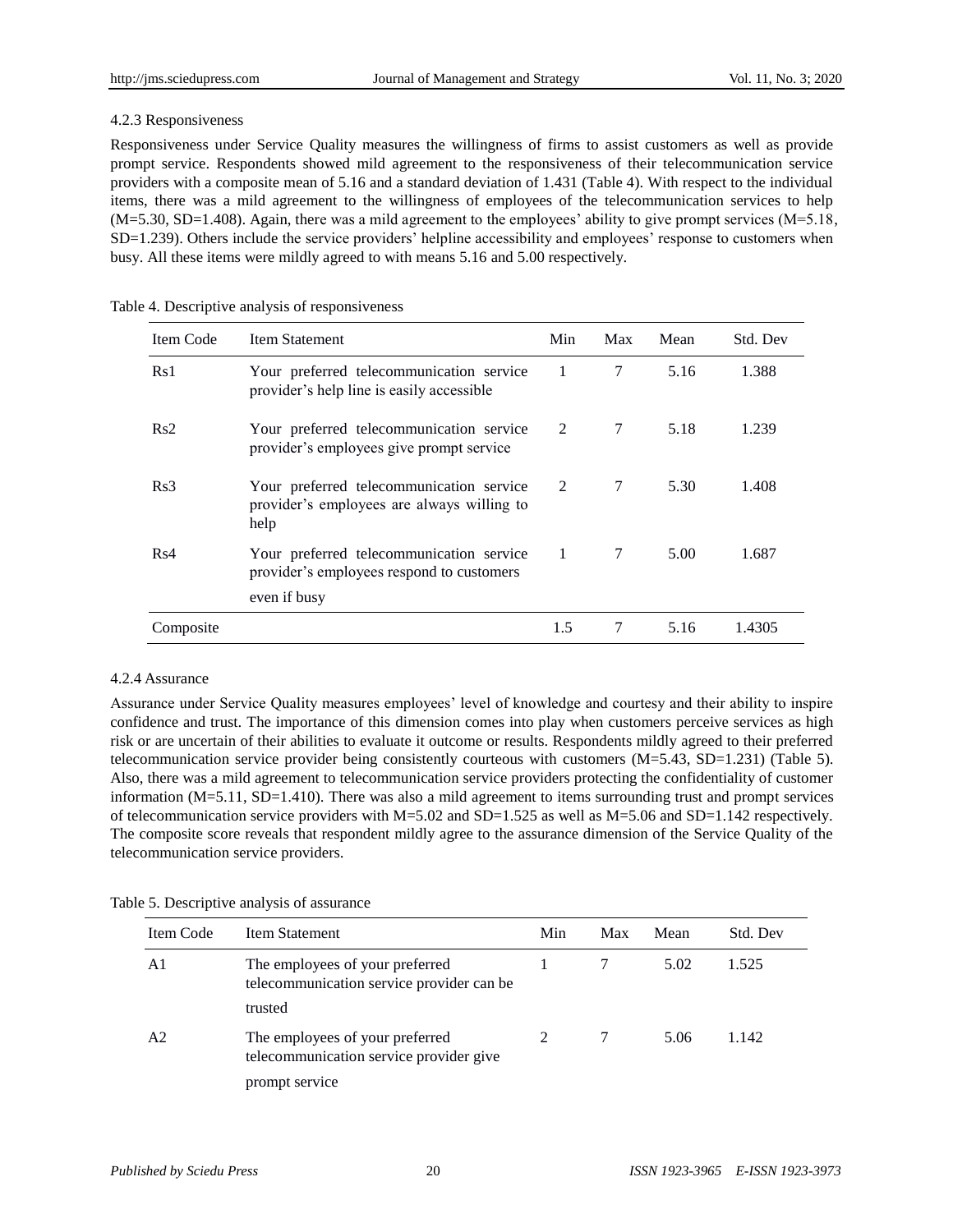#### 4.2.3 Responsiveness

Responsiveness under Service Quality measures the willingness of firms to assist customers as well as provide prompt service. Respondents showed mild agreement to the responsiveness of their telecommunication service providers with a composite mean of 5.16 and a standard deviation of 1.431 (Table 4). With respect to the individual items, there was a mild agreement to the willingness of employees of the telecommunication services to help (M=5.30, SD=1.408). Again, there was a mild agreement to the employees' ability to give prompt services (M=5.18, SD=1.239). Others include the service providers' helpline accessibility and employees' response to customers when busy. All these items were mildly agreed to with means 5.16 and 5.00 respectively.

Table 4. Descriptive analysis of responsiveness

| Item Code | Item Statement | Min | Max | Mean | Std. Dev |
|---|---|---|---|---|---|
| Rs1 | Your preferred telecommunication service provider's help line is easily accessible | 1 | 7 | 5.16 | 1.388 |
| Rs2 | Your preferred telecommunication service provider's employees give prompt service | 2 | 7 | 5.18 | 1.239 |
| Rs3 | Your preferred telecommunication service provider's employees are always willing to help | 2 | 7 | 5.30 | 1.408 |
| Rs4 | Your preferred telecommunication service provider's employees respond to customers even if busy | 1 | 7 | 5.00 | 1.687 |
| Composite | | 1.5 | 7 | 5.16 | 1.4305 |

#### 4.2.4 Assurance

Assurance under Service Quality measures employees' level of knowledge and courtesy and their ability to inspire confidence and trust. The importance of this dimension comes into play when customers perceive services as high risk or are uncertain of their abilities to evaluate it outcome or results. Respondents mildly agreed to their preferred telecommunication service provider being consistently courteous with customers (M=5.43, SD=1.231) (Table 5). Also, there was a mild agreement to telecommunication service providers protecting the confidentiality of customer information (M=5.11, SD=1.410). There was also a mild agreement to items surrounding trust and prompt services of telecommunication service providers with M=5.02 and SD=1.525 as well as M=5.06 and SD=1.142 respectively. The composite score reveals that respondent mildly agree to the assurance dimension of the Service Quality of the telecommunication service providers.

Table 5. Descriptive analysis of assurance

| Item Code | Item Statement | Min | Max | Mean | Std. Dev |
|---|---|---|---|---|---|
| A1 | The employees of your preferred telecommunication service provider can be trusted | 1 | 7 | 5.02 | 1.525 |
| A2 | The employees of your preferred telecommunication service provider give prompt service | 2 | 7 | 5.06 | 1.142 |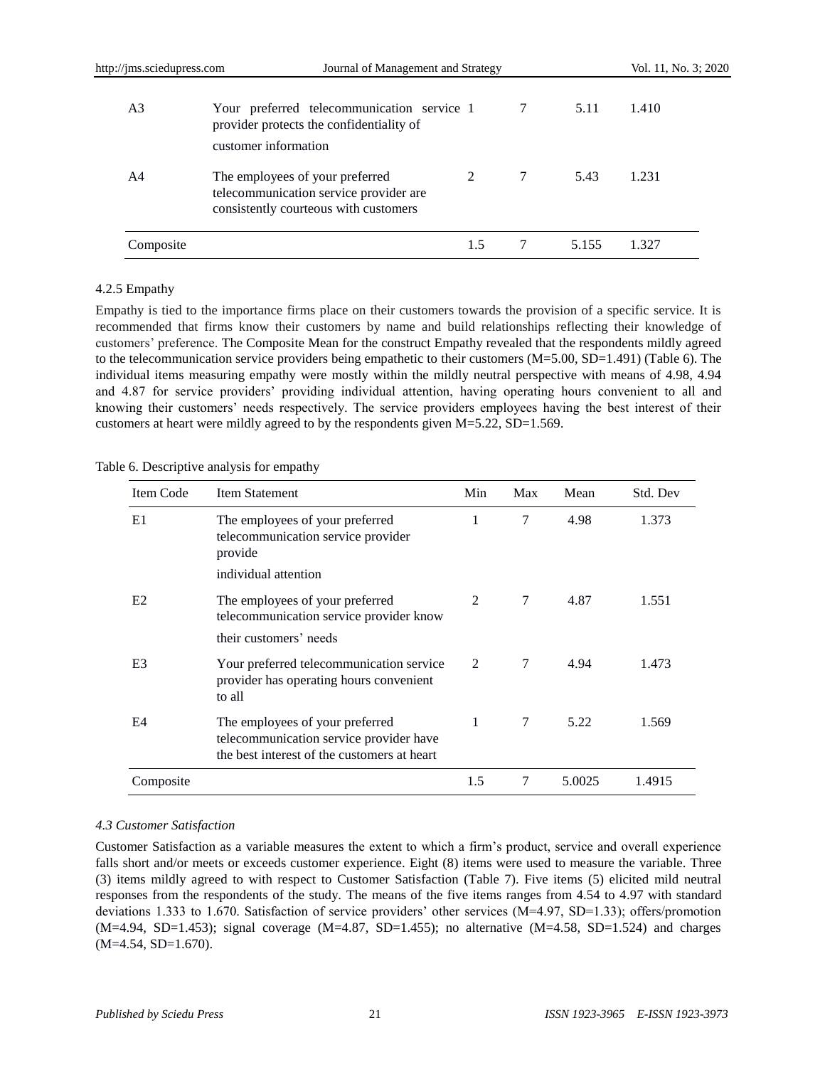| A3 | Your preferred telecommunication service provider protects the confidentiality of customer information | 1 | 7 | 5.11 | 1.410 |
|---|---|---|---|---|---|
| A4 | The employees of your preferred telecommunication service provider are consistently courteous with customers | 2 | 7 | 5.43 | 1.231 |
| Composite | | 1.5 | 7 | 5.155 | 1.327 |

#### 4.2.5 Empathy

Empathy is tied to the importance firms place on their customers towards the provision of a specific service. It is recommended that firms know their customers by name and build relationships reflecting their knowledge of customers' preference. The Composite Mean for the construct Empathy revealed that the respondents mildly agreed to the telecommunication service providers being empathetic to their customers (M=5.00, SD=1.491) (Table 6). The individual items measuring empathy were mostly within the mildly neutral perspective with means of 4.98, 4.94 and 4.87 for service providers' providing individual attention, having operating hours convenient to all and knowing their customers' needs respectively. The service providers employees having the best interest of their customers at heart were mildly agreed to by the respondents given M=5.22, SD=1.569.

Table 6. Descriptive analysis for empathy

| Item Code | Item Statement | Min | Max | Mean | Std. Dev |
|---|---|---|---|---|---|
| E1 | The employees of your preferred telecommunication service provider provide individual attention | 1 | 7 | 4.98 | 1.373 |
| E2 | The employees of your preferred telecommunication service provider know their customers' needs | 2 | 7 | 4.87 | 1.551 |
| E3 | Your preferred telecommunication service provider has operating hours convenient to all | 2 | 7 | 4.94 | 1.473 |
| E4 | The employees of your preferred telecommunication service provider have the best interest of the customers at heart | 1 | 7 | 5.22 | 1.569 |
| Composite | | 1.5 | 7 | 5.0025 | 1.4915 |

### *4.3 Customer Satisfaction*

Customer Satisfaction as a variable measures the extent to which a firm's product, service and overall experience falls short and/or meets or exceeds customer experience. Eight (8) items were used to measure the variable. Three (3) items mildly agreed to with respect to Customer Satisfaction (Table 7). Five items (5) elicited mild neutral responses from the respondents of the study. The means of the five items ranges from 4.54 to 4.97 with standard deviations 1.333 to 1.670. Satisfaction of service providers' other services (M=4.97, SD=1.33); offers/promotion (M=4.94, SD=1.453); signal coverage (M=4.87, SD=1.455); no alternative (M=4.58, SD=1.524) and charges (M=4.54, SD=1.670).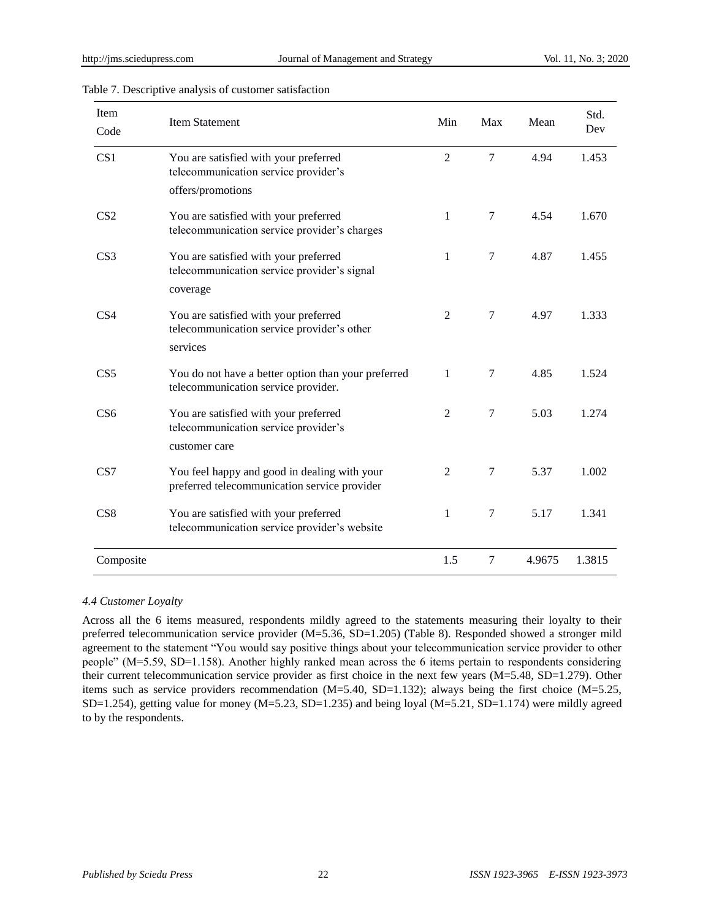Table 7. Descriptive analysis of customer satisfaction

| Item Code | Item Statement | Min | Max | Mean | Std. Dev |
|---|---|---|---|---|---|
| CS1 | You are satisfied with your preferred telecommunication service provider's offers/promotions | 2 | 7 | 4.94 | 1.453 |
| CS2 | You are satisfied with your preferred telecommunication service provider's charges | 1 | 7 | 4.54 | 1.670 |
| CS3 | You are satisfied with your preferred telecommunication service provider's signal coverage | 1 | 7 | 4.87 | 1.455 |
| CS4 | You are satisfied with your preferred telecommunication service provider's other services | 2 | 7 | 4.97 | 1.333 |
| CS5 | You do not have a better option than your preferred telecommunication service provider. | 1 | 7 | 4.85 | 1.524 |
| CS6 | You are satisfied with your preferred telecommunication service provider's customer care | 2 | 7 | 5.03 | 1.274 |
| CS7 | You feel happy and good in dealing with your preferred telecommunication service provider | 2 | 7 | 5.37 | 1.002 |
| CS8 | You are satisfied with your preferred telecommunication service provider's website | 1 | 7 | 5.17 | 1.341 |
| Composite | | 1.5 | 7 | 4.9675 | 1.3815 |

### *4.4 Customer Loyalty*

Across all the 6 items measured, respondents mildly agreed to the statements measuring their loyalty to their preferred telecommunication service provider (M=5.36, SD=1.205) (Table 8). Responded showed a stronger mild agreement to the statement "You would say positive things about your telecommunication service provider to other people" (M=5.59, SD=1.158). Another highly ranked mean across the 6 items pertain to respondents considering their current telecommunication service provider as first choice in the next few years (M=5.48, SD=1.279). Other items such as service providers recommendation (M=5.40, SD=1.132); always being the first choice (M=5.25, SD=1.254), getting value for money (M=5.23, SD=1.235) and being loyal (M=5.21, SD=1.174) were mildly agreed to by the respondents.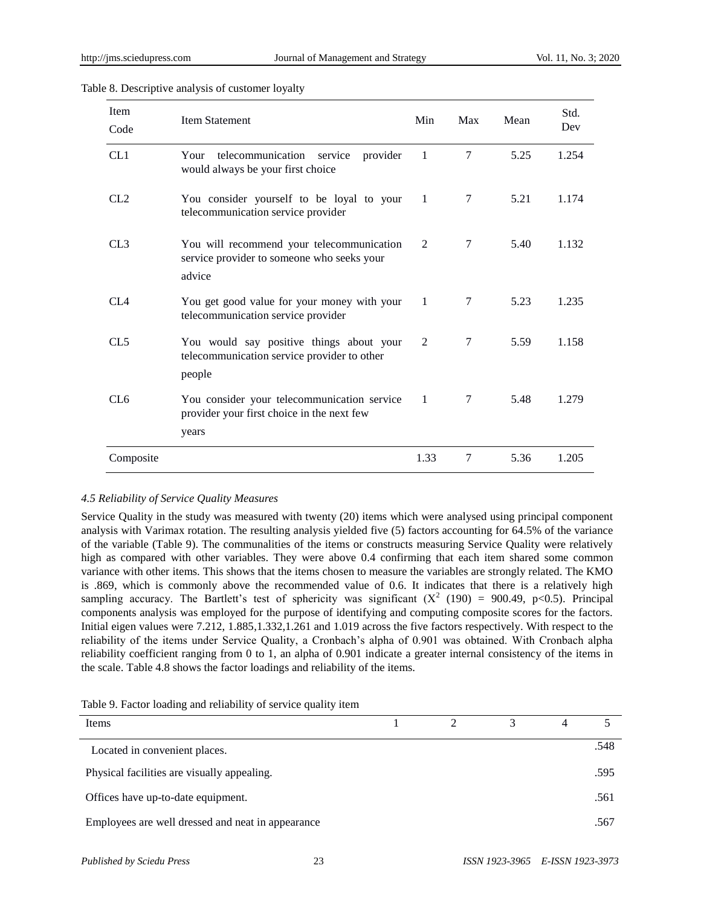Table 8. Descriptive analysis of customer loyalty

| Item Code | Item Statement | Min | Max | Mean | Std. Dev |
|---|---|---|---|---|---|
| CL1 | Your telecommunication service provider would always be your first choice | 1 | 7 | 5.25 | 1.254 |
| CL2 | You consider yourself to be loyal to your telecommunication service provider | 1 | 7 | 5.21 | 1.174 |
| CL3 | You will recommend your telecommunication service provider to someone who seeks your advice | 2 | 7 | 5.40 | 1.132 |
| CL4 | You get good value for your money with your telecommunication service provider | 1 | 7 | 5.23 | 1.235 |
| CL5 | You would say positive things about your telecommunication service provider to other people | 2 | 7 | 5.59 | 1.158 |
| CL6 | You consider your telecommunication service provider your first choice in the next few years | 1 | 7 | 5.48 | 1.279 |
| Composite | | 1.33 | 7 | 5.36 | 1.205 |

### *4.5 Reliability of Service Quality Measures*

Service Quality in the study was measured with twenty (20) items which were analysed using principal component analysis with Varimax rotation. The resulting analysis yielded five (5) factors accounting for 64.5% of the variance of the variable (Table 9). The communalities of the items or constructs measuring Service Quality were relatively high as compared with other variables. They were above 0.4 confirming that each item shared some common variance with other items. This shows that the items chosen to measure the variables are strongly related. The KMO is .869, which is commonly above the recommended value of 0.6. It indicates that there is a relatively high sampling accuracy. The Bartlett's test of sphericity was significant ($X^2$ (190) = 900.49, p<0.5). Principal components analysis was employed for the purpose of identifying and computing composite scores for the factors. Initial eigen values were 7.212, 1.885,1.332,1.261 and 1.019 across the five factors respectively. With respect to the reliability of the items under Service Quality, a Cronbach's alpha of 0.901 was obtained. With Cronbach alpha reliability coefficient ranging from 0 to 1, an alpha of 0.901 indicate a greater internal consistency of the items in the scale. Table 4.8 shows the factor loadings and reliability of the items.

Table 9. Factor loading and reliability of service quality item

| Items | 1 | 2 | 3 | 4 | 5 |
|---|---|---|---|---|---|
| Located in convenient places. | | | | | .548 |
| Physical facilities are visually appealing. | | | | | .595 |
| Offices have up-to-date equipment. | | | | | .561 |
| Employees are well dressed and neat in appearance | | | | | .567 |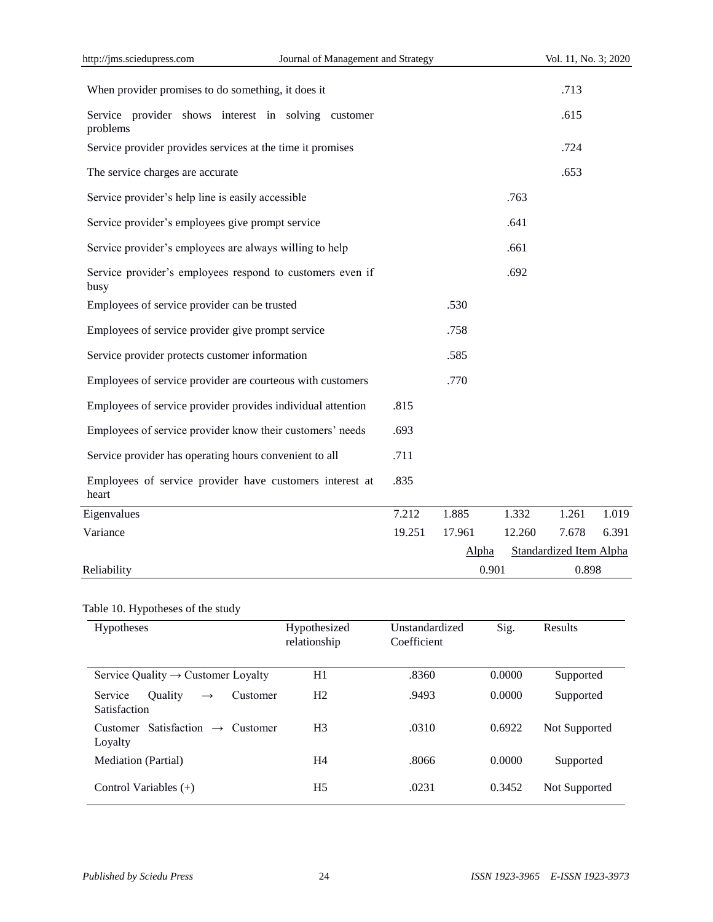| | | | | | |
|---|---|---|---|---|---|
| When provider promises to do something, it does it | | | | .713 | |
| Service provider shows interest in solving customer problems | | | | .615 | |
| Service provider provides services at the time it promises | | | | .724 | |
| The service charges are accurate | | | | .653 | |
| Service provider's help line is easily accessible | | | .763 | | |
| Service provider's employees give prompt service | | | .641 | | |
| Service provider's employees are always willing to help | | | .661 | | |
| Service provider's employees respond to customers even if busy | | | .692 | | |
| Employees of service provider can be trusted | | .530 | | | |
| Employees of service provider give prompt service | | .758 | | | |
| Service provider protects customer information | | .585 | | | |
| Employees of service provider are courteous with customers | | .770 | | | |
| Employees of service provider provides individual attention | .815 | | | | |
| Employees of service provider know their customers' needs | .693 | | | | |
| Service provider has operating hours convenient to all | .711 | | | | |
| Employees of service provider have customers interest at heart | .835 | | | | |
| Eigenvalues | 7.212 | 1.885 | 1.332 | 1.261 | 1.019 |
| Variance | 19.251 | 17.961 | 12.260 | 7.678 | 6.391 |
| | | Alpha | | Standardized Item Alpha | |
| Reliability | | 0.901 | | 0.898 | |

Table 10. Hypotheses of the study

| Hypotheses | Hypothesized relationship | Unstandardized Coefficient | Sig. | Results |
|---|---|---|---|---|
| Service Quality → Customer Loyalty | H1 | .8360 | 0.0000 | Supported |
| Service Quality → Customer Satisfaction | H2 | .9493 | 0.0000 | Supported |
| Customer Satisfaction → Customer Loyalty | H3 | .0310 | 0.6922 | Not Supported |
| Mediation (Partial) | H4 | .8066 | 0.0000 | Supported |
| Control Variables (+) | H5 | .0231 | 0.3452 | Not Supported |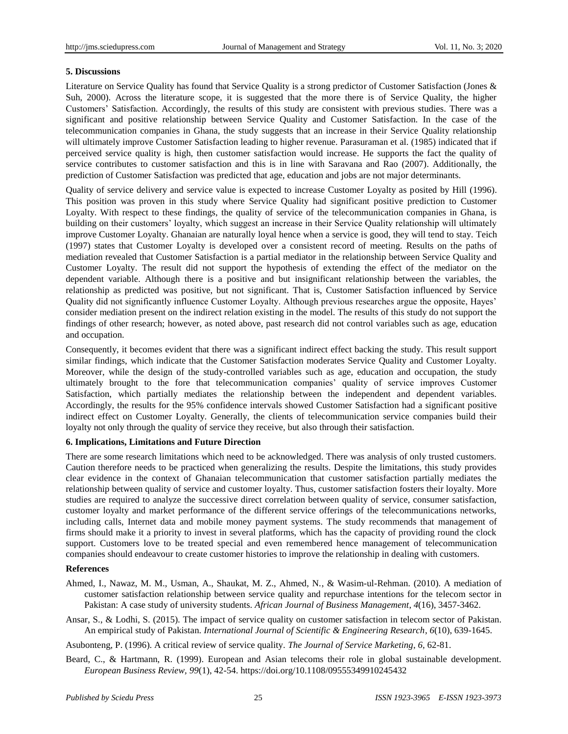## 5. Discussions

Literature on Service Quality has found that Service Quality is a strong predictor of Customer Satisfaction (Jones & Suh, 2000). Across the literature scope, it is suggested that the more there is of Service Quality, the higher Customers' Satisfaction. Accordingly, the results of this study are consistent with previous studies. There was a significant and positive relationship between Service Quality and Customer Satisfaction. In the case of the telecommunication companies in Ghana, the study suggests that an increase in their Service Quality relationship will ultimately improve Customer Satisfaction leading to higher revenue. Parasuraman et al. (1985) indicated that if perceived service quality is high, then customer satisfaction would increase. He supports the fact the quality of service contributes to customer satisfaction and this is in line with Saravana and Rao (2007). Additionally, the prediction of Customer Satisfaction was predicted that age, education and jobs are not major determinants.

Quality of service delivery and service value is expected to increase Customer Loyalty as posited by Hill (1996). This position was proven in this study where Service Quality had significant positive prediction to Customer Loyalty. With respect to these findings, the quality of service of the telecommunication companies in Ghana, is building on their customers' loyalty, which suggest an increase in their Service Quality relationship will ultimately improve Customer Loyalty. Ghanaian are naturally loyal hence when a service is good, they will tend to stay. Teich (1997) states that Customer Loyalty is developed over a consistent record of meeting. Results on the paths of mediation revealed that Customer Satisfaction is a partial mediator in the relationship between Service Quality and Customer Loyalty. The result did not support the hypothesis of extending the effect of the mediator on the dependent variable. Although there is a positive and but insignificant relationship between the variables, the relationship as predicted was positive, but not significant. That is, Customer Satisfaction influenced by Service Quality did not significantly influence Customer Loyalty. Although previous researches argue the opposite, Hayes' consider mediation present on the indirect relation existing in the model. The results of this study do not support the findings of other research; however, as noted above, past research did not control variables such as age, education and occupation.

Consequently, it becomes evident that there was a significant indirect effect backing the study. This result support similar findings, which indicate that the Customer Satisfaction moderates Service Quality and Customer Loyalty. Moreover, while the design of the study-controlled variables such as age, education and occupation, the study ultimately brought to the fore that telecommunication companies' quality of service improves Customer Satisfaction, which partially mediates the relationship between the independent and dependent variables. Accordingly, the results for the 95% confidence intervals showed Customer Satisfaction had a significant positive indirect effect on Customer Loyalty. Generally, the clients of telecommunication service companies build their loyalty not only through the quality of service they receive, but also through their satisfaction.

## 6. Implications, Limitations and Future Direction

There are some research limitations which need to be acknowledged. There was analysis of only trusted customers. Caution therefore needs to be practiced when generalizing the results. Despite the limitations, this study provides clear evidence in the context of Ghanaian telecommunication that customer satisfaction partially mediates the relationship between quality of service and customer loyalty. Thus, customer satisfaction fosters their loyalty. More studies are required to analyze the successive direct correlation between quality of service, consumer satisfaction, customer loyalty and market performance of the different service offerings of the telecommunications networks, including calls, Internet data and mobile money payment systems. The study recommends that management of firms should make it a priority to invest in several platforms, which has the capacity of providing round the clock support. Customers love to be treated special and even remembered hence management of telecommunication companies should endeavour to create customer histories to improve the relationship in dealing with customers.

## References

Ahmed, I., Nawaz, M. M., Usman, A., Shaukat, M. Z., Ahmed, N., & Wasim-ul-Rehman. (2010). A mediation of customer satisfaction relationship between service quality and repurchase intentions for the telecom sector in Pakistan: A case study of university students. *African Journal of Business Management*, *4*(16), 3457-3462.

Ansar, S., & Lodhi, S. (2015). The impact of service quality on customer satisfaction in telecom sector of Pakistan. An empirical study of Pakistan. *International Journal of Scientific & Engineering Research*, *6*(10), 639-1645.

Asubonteng, P. (1996). A critical review of service quality. *The Journal of Service Marketing*, *6*, 62-81.

Beard, C., & Hartmann, R. (1999). European and Asian telecoms their role in global sustainable development. *European Business Review*, *99*(1), 42-54. https://doi.org/10.1108/09555349910245432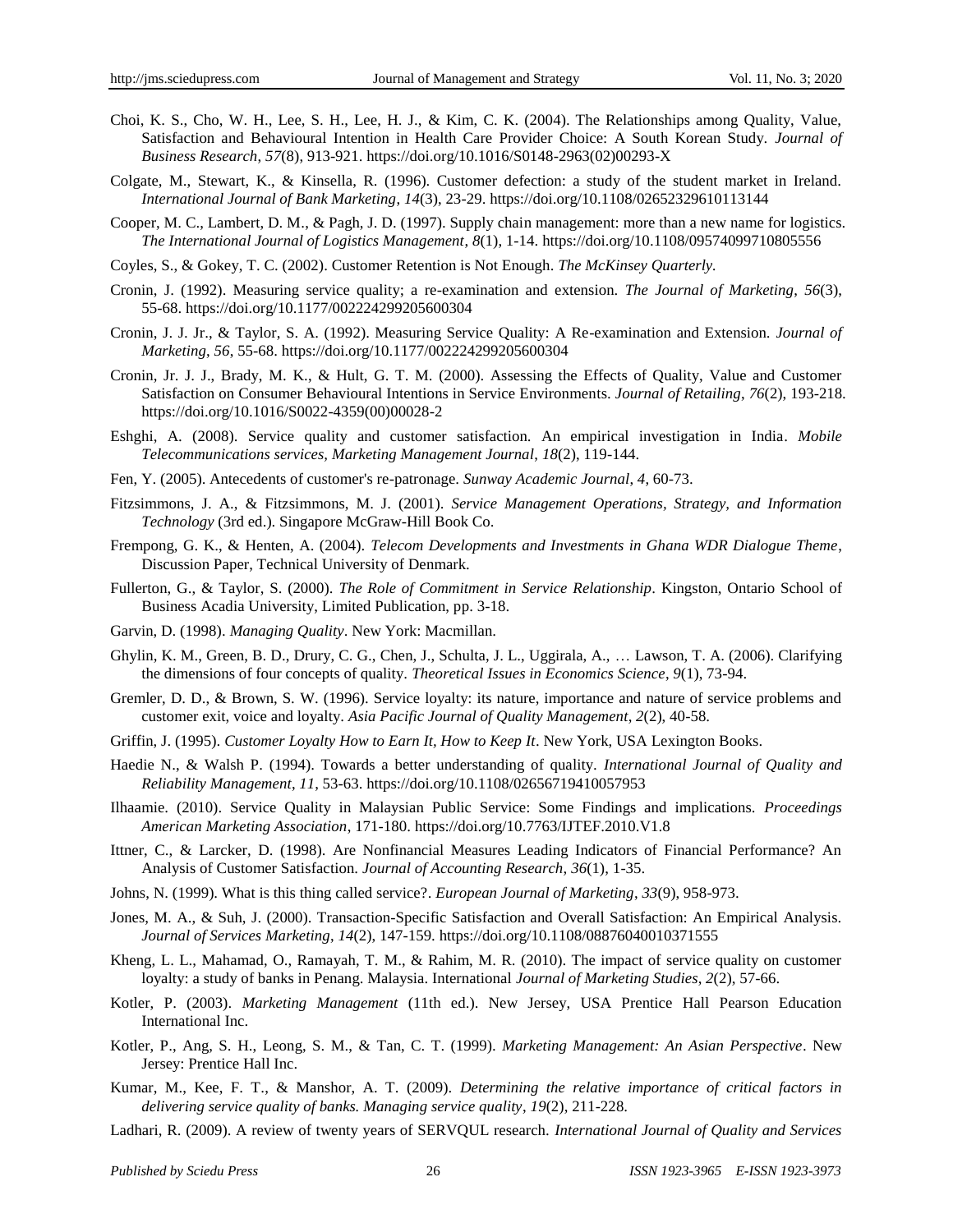Choi, K. S., Cho, W. H., Lee, S. H., Lee, H. J., & Kim, C. K. (2004). The Relationships among Quality, Value, Satisfaction and Behavioural Intention in Health Care Provider Choice: A South Korean Study. *Journal of Business Research*, *57*(8), 913-921. https://doi.org/10.1016/S0148-2963(02)00293-X

Colgate, M., Stewart, K., & Kinsella, R. (1996). Customer defection: a study of the student market in Ireland. *International Journal of Bank Marketing*, *14*(3), 23-29. https://doi.org/10.1108/02652329610113144

Cooper, M. C., Lambert, D. M., & Pagh, J. D. (1997). Supply chain management: more than a new name for logistics. *The International Journal of Logistics Management*, *8*(1), 1-14. https://doi.org/10.1108/09574099710805556

Coyles, S., & Gokey, T. C. (2002). Customer Retention is Not Enough. *The McKinsey Quarterly.*

Cronin, J. (1992). Measuring service quality; a re-examination and extension. *The Journal of Marketing*, *56*(3), 55-68. https://doi.org/10.1177/002224299205600304

Cronin, J. J. Jr., & Taylor, S. A. (1992). Measuring Service Quality: A Re-examination and Extension. *Journal of Marketing*, *56*, 55-68. https://doi.org/10.1177/002224299205600304

Cronin, Jr. J. J., Brady, M. K., & Hult, G. T. M. (2000). Assessing the Effects of Quality, Value and Customer Satisfaction on Consumer Behavioural Intentions in Service Environments. *Journal of Retailing*, *76*(2), 193-218. https://doi.org/10.1016/S0022-4359(00)00028-2

Eshghi, A. (2008). Service quality and customer satisfaction. An empirical investigation in India. *Mobile Telecommunications services, Marketing Management Journal*, *18*(2), 119-144.

Fen, Y. (2005). Antecedents of customer's re-patronage. *Sunway Academic Journal*, *4*, 60-73.

Fitzsimmons, J. A., & Fitzsimmons, M. J. (2001). *Service Management Operations, Strategy, and Information Technology* (3rd ed.). Singapore McGraw-Hill Book Co.

Frempong, G. K., & Henten, A. (2004). *Telecom Developments and Investments in Ghana WDR Dialogue Theme*, Discussion Paper, Technical University of Denmark.

Fullerton, G., & Taylor, S. (2000). *The Role of Commitment in Service Relationship*. Kingston, Ontario School of Business Acadia University, Limited Publication, pp. 3-18.

Garvin, D. (1998). *Managing Quality*. New York: Macmillan.

Ghylin, K. M., Green, B. D., Drury, C. G., Chen, J., Schulta, J. L., Uggirala, A., … Lawson, T. A. (2006). Clarifying the dimensions of four concepts of quality. *Theoretical Issues in Economics Science*, *9*(1), 73-94.

Gremler, D. D., & Brown, S. W. (1996). Service loyalty: its nature, importance and nature of service problems and customer exit, voice and loyalty. *Asia Pacific Journal of Quality Management*, *2*(2), 40-58.

Griffin, J. (1995). *Customer Loyalty How to Earn It, How to Keep It*. New York, USA Lexington Books.

Haedie N., & Walsh P. (1994). Towards a better understanding of quality. *International Journal of Quality and Reliability Management*, *11*, 53-63. https://doi.org/10.1108/02656719410057953

Ilhaamie. (2010). Service Quality in Malaysian Public Service: Some Findings and implications. *Proceedings American Marketing Association*, 171-180. https://doi.org/10.7763/IJTEF.2010.V1.8

Ittner, C., & Larcker, D. (1998). Are Nonfinancial Measures Leading Indicators of Financial Performance? An Analysis of Customer Satisfaction. *Journal of Accounting Research*, *36*(1), 1-35.

Johns, N. (1999). What is this thing called service?. *European Journal of Marketing*, *33*(9), 958-973.

Jones, M. A., & Suh, J. (2000). Transaction-Specific Satisfaction and Overall Satisfaction: An Empirical Analysis. *Journal of Services Marketing*, *14*(2), 147-159. https://doi.org/10.1108/08876040010371555

Kheng, L. L., Mahamad, O., Ramayah, T. M., & Rahim, M. R. (2010). The impact of service quality on customer loyalty: a study of banks in Penang. Malaysia. International *Journal of Marketing Studies*, *2*(2), 57-66.

Kotler, P. (2003). *Marketing Management* (11th ed.). New Jersey, USA Prentice Hall Pearson Education International Inc.

Kotler, P., Ang, S. H., Leong, S. M., & Tan, C. T. (1999). *Marketing Management: An Asian Perspective*. New Jersey: Prentice Hall Inc.

Kumar, M., Kee, F. T., & Manshor, A. T. (2009). *Determining the relative importance of critical factors in delivering service quality of banks. Managing service quality*, *19*(2), 211-228.

Ladhari, R. (2009). A review of twenty years of SERVQUL research. *International Journal of Quality and Services*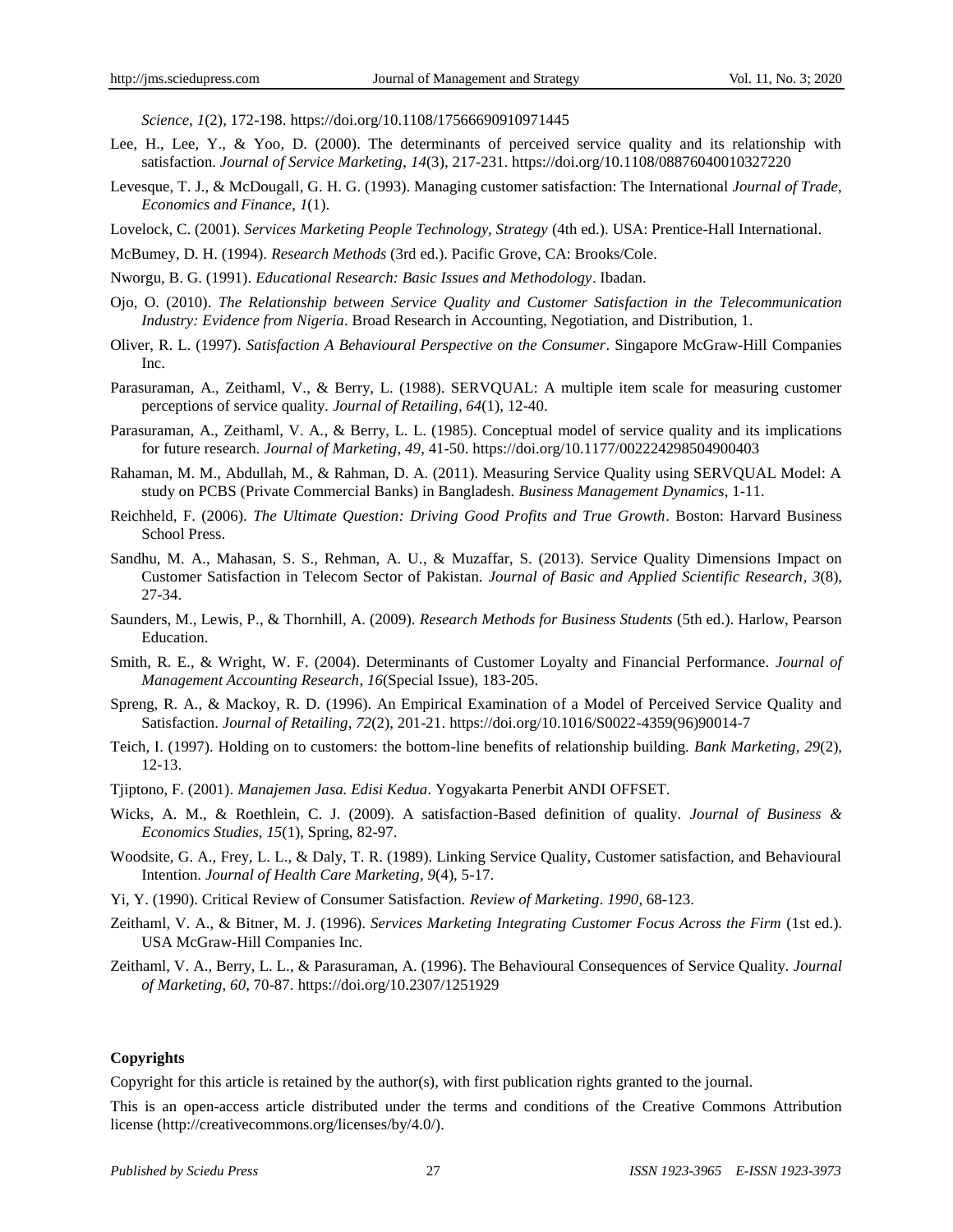*Science*, *1*(2), 172-198. https://doi.org/10.1108/17566690910971445

Lee, H., Lee, Y., & Yoo, D. (2000). The determinants of perceived service quality and its relationship with satisfaction. *Journal of Service Marketing*, *14*(3), 217-231. https://doi.org/10.1108/08876040010327220

Levesque, T. J., & McDougall, G. H. G. (1993). Managing customer satisfaction: The International *Journal of Trade, Economics and Finance*, *1*(1).

Lovelock, C. (2001). *Services Marketing People Technology, Strategy* (4th ed.). USA: Prentice-Hall International.

McBumey, D. H. (1994). *Research Methods* (3rd ed.). Pacific Grove, CA: Brooks/Cole.

Nworgu, B. G. (1991). *Educational Research: Basic Issues and Methodology*. Ibadan.

Ojo, O. (2010). *The Relationship between Service Quality and Customer Satisfaction in the Telecommunication Industry: Evidence from Nigeria*. Broad Research in Accounting, Negotiation, and Distribution, 1.

Oliver, R. L. (1997). *Satisfaction A Behavioural Perspective on the Consumer*. Singapore McGraw-Hill Companies Inc.

Parasuraman, A., Zeithaml, V., & Berry, L. (1988). SERVQUAL: A multiple item scale for measuring customer perceptions of service quality. *Journal of Retailing*, *64*(1), 12-40.

Parasuraman, A., Zeithaml, V. A., & Berry, L. L. (1985). Conceptual model of service quality and its implications for future research. *Journal of Marketing*, *49*, 41-50. https://doi.org/10.1177/002224298504900403

Rahaman, M. M., Abdullah, M., & Rahman, D. A. (2011). Measuring Service Quality using SERVQUAL Model: A study on PCBS (Private Commercial Banks) in Bangladesh. *Business Management Dynamics*, 1-11.

Reichheld, F. (2006). *The Ultimate Question: Driving Good Profits and True Growth*. Boston: Harvard Business School Press.

Sandhu, M. A., Mahasan, S. S., Rehman, A. U., & Muzaffar, S. (2013). Service Quality Dimensions Impact on Customer Satisfaction in Telecom Sector of Pakistan. *Journal of Basic and Applied Scientific Research*, *3*(8), 27-34.

Saunders, M., Lewis, P., & Thornhill, A. (2009). *Research Methods for Business Students* (5th ed.). Harlow, Pearson Education.

Smith, R. E., & Wright, W. F. (2004). Determinants of Customer Loyalty and Financial Performance. *Journal of Management Accounting Research*, *16*(Special Issue), 183-205.

Spreng, R. A., & Mackoy, R. D. (1996). An Empirical Examination of a Model of Perceived Service Quality and Satisfaction. *Journal of Retailing*, *72*(2), 201-21. https://doi.org/10.1016/S0022-4359(96)90014-7

Teich, I. (1997). Holding on to customers: the bottom-line benefits of relationship building. *Bank Marketing, 29*(2), 12-13.

Tjiptono, F. (2001). *Manajemen Jasa. Edisi Kedua*. Yogyakarta Penerbit ANDI OFFSET.

Wicks, A. M., & Roethlein, C. J. (2009). A satisfaction-Based definition of quality. *Journal of Business & Economics Studies*, *15*(1), Spring, 82-97.

Woodsite, G. A., Frey, L. L., & Daly, T. R. (1989). Linking Service Quality, Customer satisfaction, and Behavioural Intention. *Journal of Health Care Marketing*, *9*(4), 5-17.

Yi, Y. (1990). Critical Review of Consumer Satisfaction. *Review of Marketing*. *1990*, 68-123.

Zeithaml, V. A., & Bitner, M. J. (1996). *Services Marketing Integrating Customer Focus Across the Firm* (1st ed.). USA McGraw-Hill Companies Inc.

Zeithaml, V. A., Berry, L. L., & Parasuraman, A. (1996). The Behavioural Consequences of Service Quality. *Journal of Marketing*, *60*, 70-87. https://doi.org/10.2307/1251929

**Copyrights**

Copyright for this article is retained by the author(s), with first publication rights granted to the journal.

This is an open-access article distributed under the terms and conditions of the Creative Commons Attribution license (http://creativecommons.org/licenses/by/4.0/).